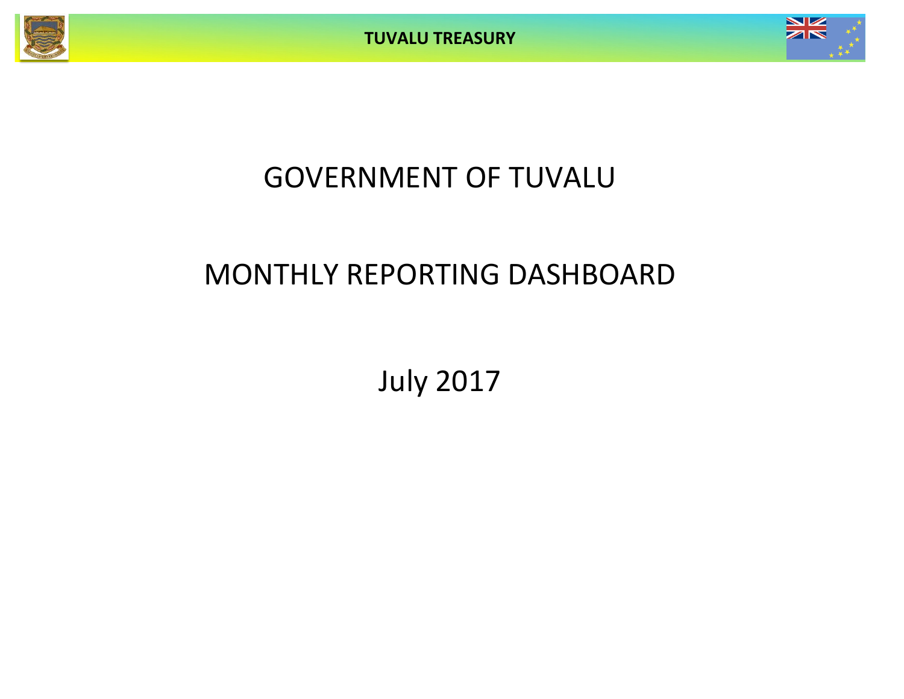# GOVERNMENT OF TUVALU

# MONTHLY REPORTING DASHBOARD

## July 2017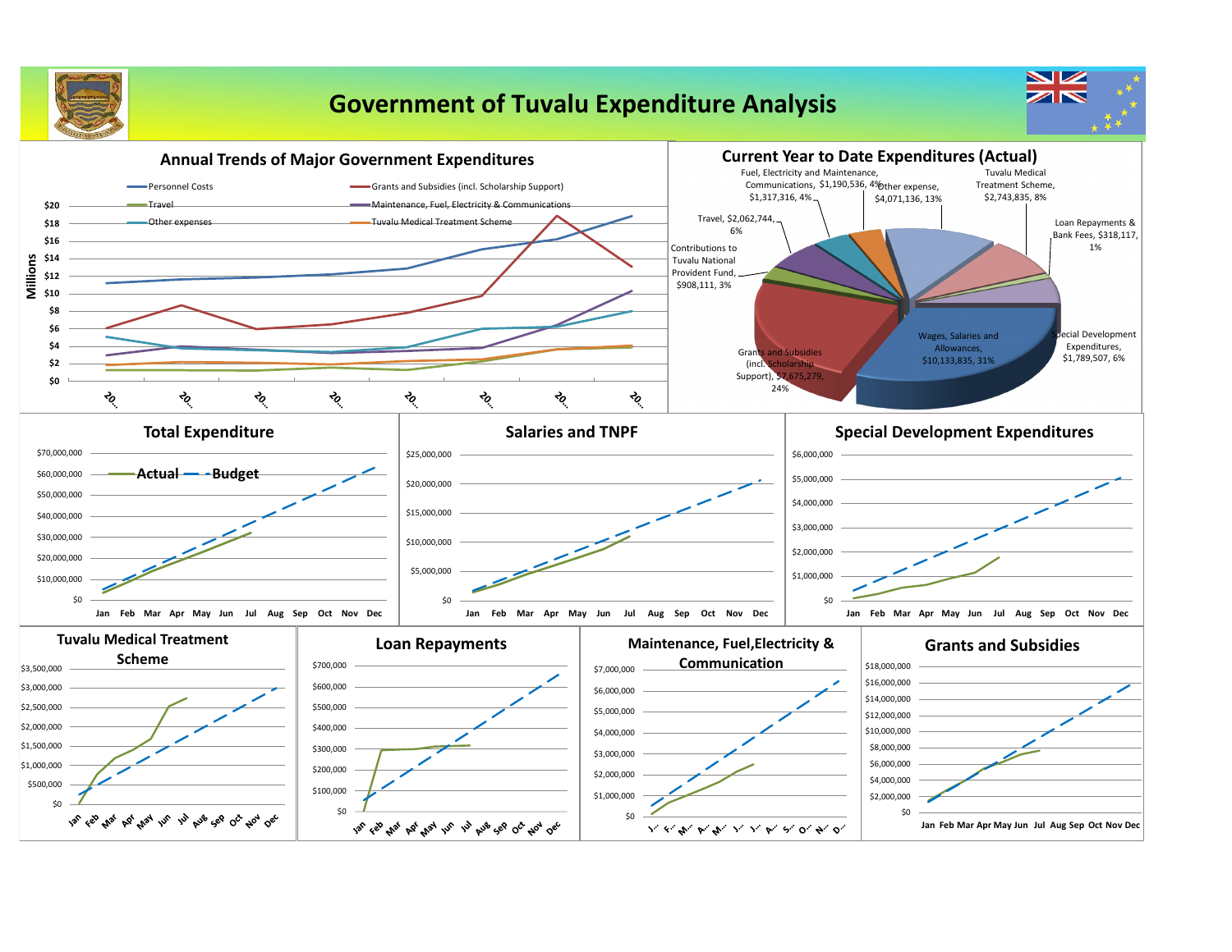# Government of Tuvalu Expenditure Analysis

## Annual Trends of Major Government Expenditures

Personnel Costs
Grants and Subsidies (incl. Scholarship Support)
Travel
Maintenance, Fuel, Electricity & Communications
Other expenses
Tuvalu Medical Treatment Scheme

Millions

$20
$18
$16
$14
$12
$10
$8
$6
$4
$2
$0

20… 20… 20… 20… 20… 20… 20… 20…

## Current Year to Date Expenditures (Actual)

Fuel, Electricity and Maintenance, $1,317,316, 4%
Communications, $1,190,536, 4%
Other expense, $4,071,136, 13%
Tuvalu Medical Treatment Scheme, $2,743,835, 8%
Travel, $2,062,744, 6%
Loan Repayments & Bank Fees, $318,117, 1%
Contributions to Tuvalu National Provident Fund, $908,111, 3%
Special Development Expenditures, $1,789,507, 6%
Wages, Salaries and Allowances, $10,133,835, 31%
Grants and Subsidies (incl. Scholarship Support), $7,675,279, 24%

## Total Expenditure

Actual
Budget

$70,000,000
$60,000,000
$50,000,000
$40,000,000
$30,000,000
$20,000,000
$10,000,000
$0

Jan Feb Mar Apr May Jun Jul Aug Sep Oct Nov Dec

## Salaries and TNPF

$25,000,000
$20,000,000
$15,000,000
$10,000,000
$5,000,000
$0

Jan Feb Mar Apr May Jun Jul Aug Sep Oct Nov Dec

## Special Development Expenditures

$6,000,000
$5,000,000
$4,000,000
$3,000,000
$2,000,000
$1,000,000
$0

Jan Feb Mar Apr May Jun Jul Aug Sep Oct Nov Dec

## Tuvalu Medical Treatment Scheme

$3,500,000
$3,000,000
$2,500,000
$2,000,000
$1,500,000
$1,000,000
$500,000
$0

Jan Feb Mar Apr May Jun Jul Aug Sep Oct Nov Dec

## Loan Repayments

$700,000
$600,000
$500,000
$400,000
$300,000
$200,000
$100,000
$0

Jan Feb Mar Apr May Jun Jul Aug Sep Oct Nov Dec

## Maintenance, Fuel,Electricity & Communication

$7,000,000
$6,000,000
$5,000,000
$4,000,000
$3,000,000
$2,000,000
$1,000,000
$0

J… F… M… A… M… J… J… A… S… O… N… D…

## Grants and Subsidies

$18,000,000
$16,000,000
$14,000,000
$12,000,000
$10,000,000
$8,000,000
$6,000,000
$4,000,000
$2,000,000
$0

Jan Feb Mar Apr May Jun Jul Aug Sep Oct Nov Dec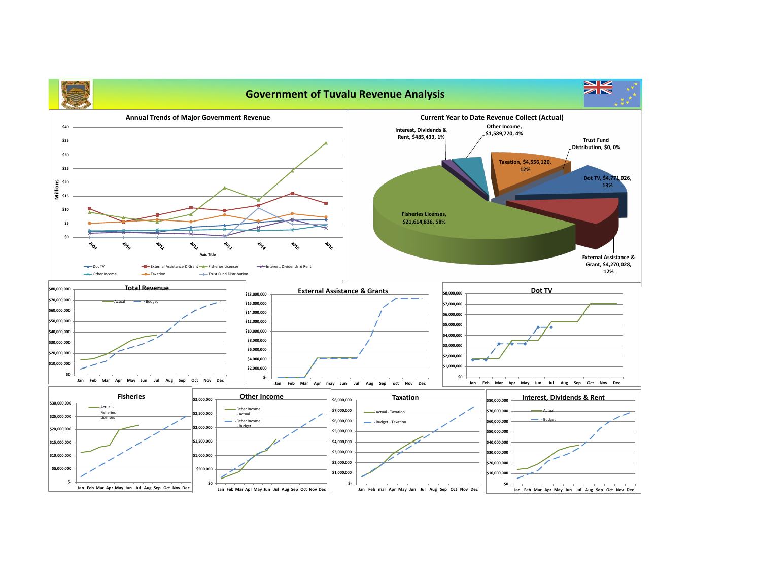# Government of Tuvalu Revenue Analysis

## Annual Trends of Major Government Revenue

Millions

$40
$35
$30
$25
$20
$15
$10
$5
$0

2009 2010 2011 2012 2013 2014 2015 2016

Axis Title

Dot TV
External Assistance & Grant
Fisheries Licenses
Interest, Dividends & Rent
Other Income
Taxation
Trust Fund Distribution

## Current Year to Date Revenue Collect (Actual)

Interest, Dividends & Rent, $485,433, 1%

Other Income, $1,589,770, 4%

Trust Fund Distribution, $0, 0%

Taxation, $4,556,120, 12%

Dot TV, $4,771,026, 13%

Fisheries Licenses, $21,614,836, 58%

External Assistance & Grant, $4,270,028, 12%

## Total Revenue

$80,000,000
$70,000,000
$60,000,000
$50,000,000
$40,000,000
$30,000,000
$20,000,000
$10,000,000
$0

Jan Feb Mar Apr May Jun Jul Aug Sep Oct Nov Dec

Actual
Budget

## External Assistance & Grants

$18,000,000
$16,000,000
$14,000,000
$12,000,000
$10,000,000
$8,000,000
$6,000,000
$4,000,000
$2,000,000
$-

Jan Feb Mar Apr may Jun Jul Aug Sep oct Nov Dec

## Dot TV

$8,000,000
$7,000,000
$6,000,000
$5,000,000
$4,000,000
$3,000,000
$2,000,000
$1,000,000
$0

Jan Feb Mar Apr May Jun Jul Aug Sep Oct Nov Dec

## Fisheries

$30,000,000
$25,000,000
$20,000,000
$15,000,000
$10,000,000
$5,000,000
$-

Jan Feb Mar Apr May Jun Jul Aug Sep Oct Nov Dec

Actual - Fisheries Licenses

## Other Income

$3,000,000
$2,500,000
$2,000,000
$1,500,000
$1,000,000
$500,000
$0

Jan Feb Mar Apr May Jun Jul Aug Sep Oct Nov Dec

Other Income - Actual
Other Income - Budget

## Taxation

$8,000,000
$7,000,000
$6,000,000
$5,000,000
$4,000,000
$3,000,000
$2,000,000
$1,000,000
$-

Jan Feb mar Apr May Jun Jul Aug Sep Oct Nov Dec

Actual - Taxation
Budget - Taxation

## Interest, Dividends & Rent

$80,000,000
$70,000,000
$60,000,000
$50,000,000
$40,000,000
$30,000,000
$20,000,000
$10,000,000
$0

Jan Feb Mar Apr May Jun Jul Aug Sep Oct Nov Dec

Actual
Budget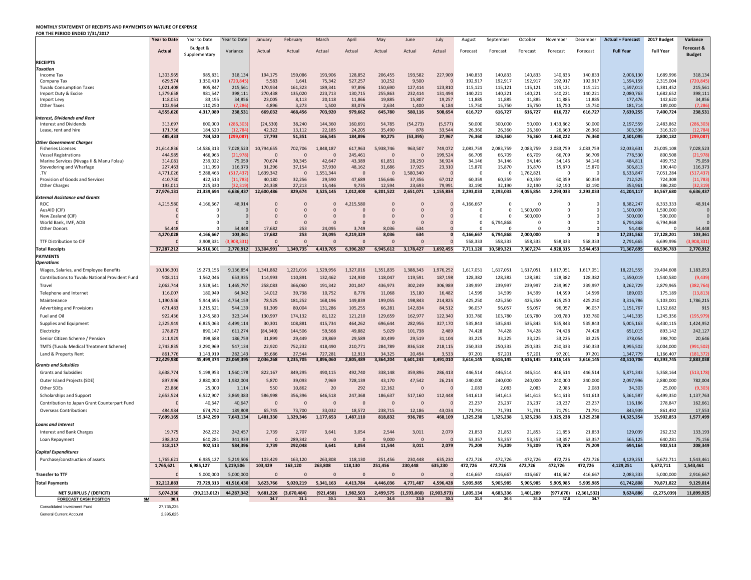**MONTHLY STATEMENT OF RECEIPTS AND PAYMENTS BY NATURE OF EXPENSE**
**FOR THE PERIOD ENDED 7/31/2017**

| | Year to Date | Year to Date | Year to Date | January | February | March | April | May | June | July | August | September | October | November | December | Actual + Forecast | 2017 Budget | Variance |
|---|---|---|---|---|---|---|---|---|---|---|---|---|---|---|---|---|---|---|
| | Actual | Budget & Supplementary | Variance | Actual | Actual | Actual | Actual | Actual | Actual | Actual | Forecast | Forecast | Forecast | Forecast | Forecast | Full Year | Full Year | Forecast & Budget |
| **RECEIPTS** | | | | | | | | | | | | | | | | | | |
| ***Taxation*** | | | | | | | | | | | | | | | | | | |
| Income Tax | 1,303,965 | 985,831 | 318,134 | 194,175 | 159,086 | 193,906 | 128,852 | 206,455 | 193,582 | 227,909 | 140,833 | 140,833 | 140,833 | 140,833 | 140,833 | 2,008,130 | 1,689,996 | 318,134 |
| Company Tax | 629,574 | 1,350,419 | (720,845) | 5,583 | 1,641 | 75,342 | 527,257 | 10,252 | 9,500 | 0 | 192,917 | 192,917 | 192,917 | 192,917 | 192,917 | 1,594,159 | 2,315,004 | (720,845) |
| Tuvalu Consumption Taxes | 1,021,408 | 805,847 | 215,561 | 170,934 | 161,323 | 189,341 | 97,896 | 150,690 | 127,414 | 123,810 | 115,121 | 115,121 | 115,121 | 115,121 | 115,121 | 1,597,013 | 1,381,452 | 215,561 |
| Import Duty & Excise | 1,379,658 | 981,547 | 398,111 | 270,438 | 135,020 | 223,713 | 130,715 | 255,863 | 232,414 | 131,494 | 140,221 | 140,221 | 140,221 | 140,221 | 140,221 | 2,080,763 | 1,682,652 | 398,111 |
| Import Levy | 118,051 | 83,195 | 34,856 | 23,005 | 8,113 | 20,118 | 11,866 | 19,885 | 15,807 | 19,257 | 11,885 | 11,885 | 11,885 | 11,885 | 11,885 | 177,476 | 142,620 | 34,856 |
| Other Taxes | 102,964 | 110,250 | (7,286) | 4,896 | 3,273 | 1,500 | 83,076 | 2,634 | 1,400 | 6,184 | 15,750 | 15,750 | 15,750 | 15,750 | 15,750 | 181,714 | 189,000 | (7,286) |
| | 4,555,620 | 4,317,089 | 238,531 | 669,032 | 468,456 | 703,920 | 979,662 | 645,780 | 580,116 | 508,654 | 616,727 | 616,727 | 616,727 | 616,727 | 616,727 | 7,639,255 | 7,400,724 | 238,531 |
| ***Interest, Dividends and Rent*** | | | | | | | | | | | | | | | | | | |
| Interest and Dividends | 313,697 | 600,000 | (286,303) | (24,530) | 38,240 | 144,360 | 160,691 | 54,785 | (54,273) | (5,577) | 50,000 | 300,000 | 50,000 | 1,433,862 | 50,000 | 2,197,559 | 2,483,862 | (286,303) |
| Lease, rent and hire | 171,736 | 184,520 | (12,784) | 42,322 | 13,112 | 22,185 | 24,205 | 35,490 | 878 | 33,544 | 26,360 | 26,360 | 26,360 | 26,360 | 26,360 | 303,536 | 316,320 | (12,784) |
| | 485,433 | 784,520 | (299,087) | 17,793 | 51,351 | 166,545 | 184,896 | 90,275 | (53,395) | 27,967 | 76,360 | 326,360 | 76,360 | 1,460,222 | 76,360 | 2,501,095 | 2,800,182 | (299,087) |
| ***Other Government Charges*** | | | | | | | | | | | | | | | | | | |
| Fisheries Licenses | 21,614,836 | 14,586,313 | 7,028,523 | 10,794,655 | 702,706 | 1,848,187 | 617,963 | 5,938,746 | 963,507 | 749,072 | 2,083,759 | 2,083,759 | 2,083,759 | 2,083,759 | 2,083,759 | 32,033,631 | 25,005,108 | 7,028,523 |
| Vessel Registrations | 444,985 | 466,963 | (21,978) | 0 | 0 | 0 | 245,461 | 0 | 0 | 199,524 | 66,709 | 66,709 | 66,709 | 66,709 | 66,709 | 778,530 | 800,508 | (21,978) |
| Marine Services (Nivaga II & Manu Folau) | 314,081 | 239,022 | 75,059 | 70,674 | 30,345 | 42,647 | 43,389 | 61,851 | 28,250 | 36,924 | 34,146 | 34,146 | 34,146 | 34,146 | 34,146 | 484,811 | 409,752 | 75,059 |
| Stevedoring and Wharfage | 227,463 | 111,090 | 116,373 | 31,296 | 37,154 | 37,930 | 48,162 | 31,686 | 17,925 | 23,310 | 15,870 | 15,870 | 15,870 | 15,870 | 15,870 | 306,813 | 190,440 | 116,373 |
| .TV | 4,771,026 | 5,288,463 | (517,437) | 1,639,342 | 0 | 1,551,344 | 0 | 0 | 1,580,340 | 0 | 0 | 0 | 1,762,821 | 0 | 0 | 6,533,847 | 7,051,284 | (517,437) |
| Provision of Goods and Services | 410,730 | 422,513 | (11,783) | 40,180 | 32,256 | 29,590 | 47,689 | 156,646 | 37,356 | 67,012 | 60,359 | 60,359 | 60,359 | 60,359 | 60,359 | 712,525 | 724,308 | (11,783) |
| Other Charges | 193,011 | 225,330 | (32,319) | 24,338 | 27,213 | 15,446 | 9,735 | 12,594 | 23,693 | 79,991 | 32,190 | 32,190 | 32,190 | 32,190 | 32,190 | 353,961 | 386,280 | (32,319) |
| | 27,976,131 | 21,339,694 | 6,636,437 | 12,600,486 | 829,674 | 3,525,145 | 1,012,400 | 6,201,522 | 2,651,071 | 1,155,834 | 2,293,033 | 2,293,033 | 4,055,854 | 2,293,033 | 2,293,033 | 41,204,117 | 34,567,680 | 6,636,437 |
| ***External Assistance and Grants*** | | | | | | | | | | | | | | | | | | |
| ROC | 4,215,580 | 4,166,667 | 48,914 | 0 | 0 | 0 | 4,215,580 | 0 | 0 | 0 | 4,166,667 | 0 | 0 | 0 | 0 | 8,382,247 | 8,333,333 | 48,914 |
| AusAID (CIF) | 0 | 0 | | 0 | 0 | 0 | 0 | 0 | 0 | 0 | 0 | 0 | 1,500,000 | 0 | 0 | 1,500,000 | 1,500,000 | 0 |
| New Zealand (CIF) | 0 | 0 | | 0 | 0 | 0 | 0 | 0 | 0 | 0 | 0 | 0 | 500,000 | 0 | 0 | 500,000 | 500,000 | 0 |
| World Bank, IMF, ADB | 0 | 0 | 0 | 0 | 0 | 0 | 0 | 0 | 0 | 0 | 0 | 6,794,868 | 0 | 0 | 0 | 6,794,868 | 6,794,868 | 0 |
| Other Donors | 54,448 | 0 | 54,448 | 17,682 | 253 | 24,095 | 3,749 | 8,036 | 634 | 0 | 0 | 0 | 0 | 0 | 0 | 54,448 | 0 | 54,448 |
| | 4,270,028 | 4,166,667 | 103,361 | 17,682 | 253 | 24,095 | 4,219,329 | 8,036 | 634 | 0 | 4,166,667 | 6,794,868 | 2,000,000 | 0 | 0 | 17,231,562 | 17,128,201 | 103,361 |
| TTF Distribution to CIF | 0 | 3,908,331 | (3,908,331) | 0 | 0 | 0 | 0 | 0 | 0 | 0 | 558,333 | 558,333 | 558,333 | 558,333 | 558,333 | 2,791,665 | 6,699,996 | (3,908,331) |
| **Total Receipts** | 37,287,212 | 34,516,301 | 2,770,912 | 13,304,991 | 1,349,735 | 4,419,705 | 6,396,287 | 6,945,612 | 3,178,427 | 1,692,455 | 7,711,120 | 10,589,321 | 7,307,274 | 4,928,315 | 3,544,453 | 71,367,695 | 68,596,783 | 2,770,912 |
| **PAYMENTS** | | | | | | | | | | | | | | | | | | |
| ***Operations*** | | | | | | | | | | | | | | | | | | |
| Wages, Salaries, and Employee Benefits | 10,136,301 | 19,273,156 | 9,136,854 | 1,341,882 | 1,221,016 | 1,529,956 | 1,327,016 | 1,351,835 | 1,388,343 | 1,976,252 | 1,617,051 | 1,617,051 | 1,617,051 | 1,617,051 | 1,617,051 | 18,221,555 | 19,404,608 | 1,183,053 |
| Contributions to Tuvalu National Provident Fund | 908,111 | 1,562,046 | 653,935 | 114,993 | 110,891 | 132,462 | 124,930 | 118,047 | 119,591 | 187,198 | 128,382 | 128,382 | 128,382 | 128,382 | 128,382 | 1,550,019 | 1,540,580 | (9,439) |
| Travel | 2,062,744 | 3,528,541 | 1,465,797 | 258,083 | 366,060 | 191,342 | 201,047 | 436,973 | 302,249 | 306,989 | 239,997 | 239,997 | 239,997 | 239,997 | 239,997 | 3,262,729 | 2,879,965 | (382,764) |
| Telephone and Internet | 116,007 | 180,949 | 64,942 | 14,012 | 39,738 | 10,752 | 8,776 | 11,068 | 15,180 | 16,482 | 14,599 | 14,599 | 14,599 | 14,599 | 14,599 | 189,003 | 175,189 | (13,813) |
| Maintenance | 1,190,536 | 5,944,695 | 4,754,159 | 78,525 | 181,252 | 168,196 | 149,839 | 199,055 | 198,843 | 214,825 | 425,250 | 425,250 | 425,250 | 425,250 | 425,250 | 3,316,786 | 5,103,001 | 1,786,215 |
| Advertising and Provisions | 671,483 | 1,215,621 | 544,139 | 61,309 | 80,004 | 131,286 | 105,255 | 66,281 | 142,834 | 84,512 | 96,057 | 96,057 | 96,057 | 96,057 | 96,057 | 1,151,767 | 1,152,682 | 915 |
| Fuel and Oil | 922,436 | 1,245,580 | 323,144 | 130,997 | 174,132 | 81,122 | 121,210 | 129,659 | 162,977 | 122,340 | 103,780 | 103,780 | 103,780 | 103,780 | 103,780 | 1,441,335 | 1,245,356 | (195,979) |
| Supplies and Equipment | 2,325,949 | 6,825,063 | 4,499,114 | 30,301 | 108,881 | 415,734 | 464,262 | 696,644 | 282,956 | 327,170 | 535,843 | 535,843 | 535,843 | 535,843 | 535,843 | 5,005,163 | 6,430,115 | 1,424,952 |
| Electricity | 278,873 | 890,147 | 611,274 | (84,340) | 144,506 | 59,568 | 49,882 | 5,029 | 101,738 | 2,489 | 74,428 | 74,428 | 74,428 | 74,428 | 74,428 | 651,015 | 893,142 | 242,127 |
| Senior Citizen Scheme / Pension | 211,929 | 398,688 | 186,759 | 31,899 | 29,449 | 29,869 | 29,589 | 30,499 | 29,519 | 31,104 | 33,225 | 33,225 | 33,225 | 33,225 | 33,225 | 378,054 | 398,700 | 20,646 |
| TMTS (Tuvalu Medical Treatment Scheme) | 2,743,835 | 3,290,969 | 547,134 | 22,920 | 752,232 | 418,490 | 210,771 | 284,789 | 836,518 | 218,115 | 250,333 | 250,333 | 250,333 | 250,333 | 250,333 | 3,995,502 | 3,004,000 | (991,502) |
| Land & Property Rent | 861,776 | 1,143,919 | 282,143 | 35,686 | 27,544 | 727,281 | 12,913 | 34,325 | 20,494 | 3,533 | 97,201 | 97,201 | 97,201 | 97,201 | 97,201 | 1,347,779 | 1,166,407 | (181,372) |
| | 22,429,980 | 45,499,374 | 23,069,395 | 2,036,268 | 3,235,705 | 3,896,060 | 2,805,489 | 3,364,204 | 3,601,243 | 3,491,010 | 3,616,145 | 3,616,145 | 3,616,145 | 3,616,145 | 3,616,145 | 40,510,706 | 43,393,745 | 2,883,038 |
| ***Grants and Subsidies*** | | | | | | | | | | | | | | | | | | |
| Grants and Subsidies | 3,638,774 | 5,198,953 | 1,560,178 | 822,167 | 849,295 | 490,115 | 492,740 | 338,148 | 359,896 | 286,413 | 446,514 | 446,514 | 446,514 | 446,514 | 446,514 | 5,871,343 | 5,358,164 | (513,178) |
| Outer Island Projects (SDE) | 897,996 | 2,880,000 | 1,982,004 | 5,870 | 39,093 | 7,969 | 728,139 | 43,170 | 47,542 | 26,214 | 240,000 | 240,000 | 240,000 | 240,000 | 240,000 | 2,097,996 | 2,880,000 | 782,004 |
| Other SDEs | 23,886 | 25,000 | 1,114 | 550 | 10,862 | 20 | 292 | 12,162 | 0 | 0 | 2,083 | 2,083 | 2,083 | 2,083 | 2,083 | 34,303 | 25,000 | (9,303) |
| Scholarships and Support | 2,653,524 | 6,522,907 | 3,869,383 | 586,998 | 356,396 | 646,518 | 247,368 | 186,637 | 517,160 | 112,448 | 541,613 | 541,613 | 541,613 | 541,613 | 541,613 | 5,361,587 | 6,499,350 | 1,137,763 |
| Contribution to Japan Grant Counterpart Fund | 0 | 40,647 | 40,647 | 0 | 0 | 0 | 0 | 0 | 0 | 0 | 23,237 | 23,237 | 23,237 | 23,237 | 23,237 | 116,186 | 278,847 | 162,661 |
| Overseas Contributions | 484,984 | 674,792 | 189,808 | 65,745 | 73,700 | 33,032 | 18,572 | 238,715 | 12,186 | 43,034 | 71,791 | 71,791 | 71,791 | 71,791 | 71,791 | 843,939 | 861,492 | 17,553 |
| | 7,699,165 | 15,342,299 | 7,643,134 | 1,481,330 | 1,329,346 | 1,177,653 | 1,487,110 | 818,832 | 936,785 | 468,109 | 1,325,238 | 1,325,238 | 1,325,238 | 1,325,238 | 1,325,238 | 14,325,354 | 15,902,853 | 1,577,499 |
| ***Loans and Interest*** | | | | | | | | | | | | | | | | | | |
| Interest and Bank Charges | 19,775 | 262,232 | 242,457 | 2,739 | 2,707 | 3,641 | 3,054 | 2,544 | 3,011 | 2,079 | 21,853 | 21,853 | 21,853 | 21,853 | 21,853 | 129,039 | 262,232 | 133,193 |
| Loan Repayment | 298,342 | 640,281 | 341,939 | 0 | 289,342 | 0 | 0 | 9,000 | 0 | 0 | 53,357 | 53,357 | 53,357 | 53,357 | 53,357 | 565,125 | 640,281 | 75,156 |
| | 318,117 | 902,513 | 584,396 | 2,739 | 292,048 | 3,641 | 3,054 | 11,544 | 3,011 | 2,079 | 75,209 | 75,209 | 75,209 | 75,209 | 75,209 | 694,164 | 902,513 | 208,349 |
| ***Capital Expenditures*** | | | | | | | | | | | | | | | | | | |
| Purchase/construction of assets | 1,765,621 | 6,985,127 | 5,219,506 | 103,429 | 163,120 | 263,808 | 118,130 | 251,456 | 230,448 | 635,230 | 472,726 | 472,726 | 472,726 | 472,726 | 472,726 | 4,129,251 | 5,672,711 | 1,543,461 |
| | 1,765,621 | 6,985,127 | 5,219,506 | 103,429 | 163,120 | 263,808 | 118,130 | 251,456 | 230,448 | 635,230 | 472,726 | 472,726 | 472,726 | 472,726 | 472,726 | 4,129,251 | 5,672,711 | 1,543,461 |
| **Transfer to TTF** | 0 | 5,000,000 | 5,000,000 | 0 | 0 | 0 | 0 | 0 | 0 | 0 | 416,667 | 416,667 | 416,667 | 416,667 | 416,667 | 2,083,333 | 5,000,000 | 2,916,667 |
| **Total Payments** | 32,212,883 | 73,729,313 | 41,516,430 | 3,623,766 | 5,020,219 | 5,341,163 | 4,413,784 | 4,446,036 | 4,771,487 | 4,596,428 | 5,905,985 | 5,905,985 | 5,905,985 | 5,905,985 | 5,905,985 | 61,742,808 | 70,871,822 | 9,129,014 |
| **NET SURPLUS / (DEFICIT)** | 5,074,330 | (39,213,012) | 44,287,342 | 9,681,226 | (3,670,484) | (921,458) | 1,982,503 | 2,499,575 | (1,593,060) | (2,903,973) | 1,805,134 | 4,683,336 | 1,401,289 | (977,670) | (2,361,532) | 9,624,886 | (2,275,039) | 11,899,925 |
| **FORECAST CASH POSITION $M** | 30.1 | | | 34.7 | 31.1 | 30.1 | 32.1 | 34.6 | 33.0 | 30.1 | 31.9 | 36.6 | 38.0 | 37.0 | 34.7 | | | |
| Consolidated Investment Fund | 27,735,235 | | | | | | | | | | | | | | | | | |
| General Current Account | 2,395,625 | | | | | | | | | | | | | | | | | |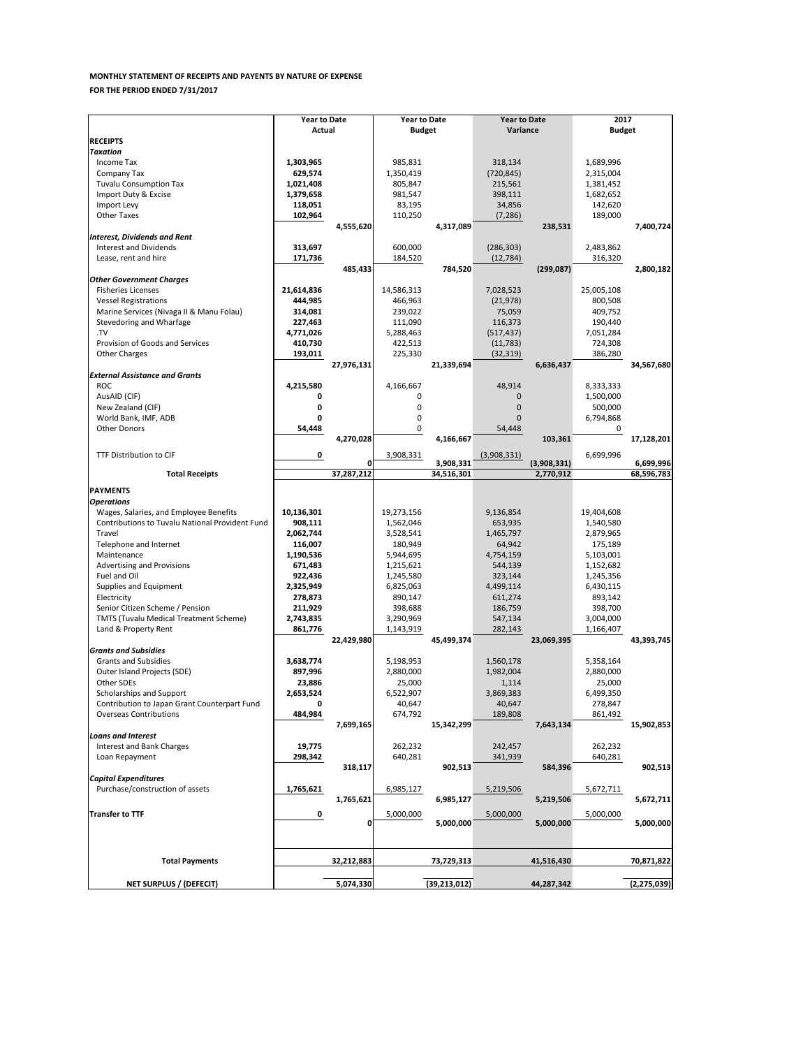**MONTHLY STATEMENT OF RECEIPTS AND PAYENTS BY NATURE OF EXPENSE**

**FOR THE PERIOD ENDED 7/31/2017**

| | Year to Date Actual | | Year to Date Budget | | Year to Date Variance | | 2017 Budget | |
|---|---|---|---|---|---|---|---|---|
| **RECEIPTS** | | | | | | | | |
| ***Taxation*** | | | | | | | | |
| Income Tax | **1,303,965** | | 985,831 | | 318,134 | | 1,689,996 | |
| Company Tax | **629,574** | | 1,350,419 | | (720,845) | | 2,315,004 | |
| Tuvalu Consumption Tax | **1,021,408** | | 805,847 | | 215,561 | | 1,381,452 | |
| Import Duty & Excise | **1,379,658** | | 981,547 | | 398,111 | | 1,682,652 | |
| Import Levy | **118,051** | | 83,195 | | 34,856 | | 142,620 | |
| Other Taxes | **102,964** | | 110,250 | | (7,286) | | 189,000 | |
| | | **4,555,620** | | **4,317,089** | | **238,531** | | **7,400,724** |
| ***Interest, Dividends and Rent*** | | | | | | | | |
| Interest and Dividends | **313,697** | | 600,000 | | (286,303) | | 2,483,862 | |
| Lease, rent and hire | **171,736** | | 184,520 | | (12,784) | | 316,320 | |
| | | **485,433** | | **784,520** | | **(299,087)** | | **2,800,182** |
| ***Other Government Charges*** | | | | | | | | |
| Fisheries Licenses | **21,614,836** | | 14,586,313 | | 7,028,523 | | 25,005,108 | |
| Vessel Registrations | **444,985** | | 466,963 | | (21,978) | | 800,508 | |
| Marine Services (Nivaga II & Manu Folau) | **314,081** | | 239,022 | | 75,059 | | 409,752 | |
| Stevedoring and Wharfage | **227,463** | | 111,090 | | 116,373 | | 190,440 | |
| .TV | **4,771,026** | | 5,288,463 | | (517,437) | | 7,051,284 | |
| Provision of Goods and Services | **410,730** | | 422,513 | | (11,783) | | 724,308 | |
| Other Charges | **193,011** | | 225,330 | | (32,319) | | 386,280 | |
| | | **27,976,131** | | **21,339,694** | | **6,636,437** | | **34,567,680** |
| ***External Assistance and Grants*** | | | | | | | | |
| ROC | **4,215,580** | | 4,166,667 | | 48,914 | | 8,333,333 | |
| AusAID (CIF) | **0** | | 0 | | 0 | | 1,500,000 | |
| New Zealand (CIF) | **0** | | 0 | | 0 | | 500,000 | |
| World Bank, IMF, ADB | **0** | | 0 | | 0 | | 6,794,868 | |
| Other Donors | **54,448** | | 0 | | 54,448 | | 0 | |
| | | **4,270,028** | | **4,166,667** | | **103,361** | | **17,128,201** |
| TTF Distribution to CIF | **0** | | 3,908,331 | | (3,908,331) | | 6,699,996 | |
| | | **0** | | **3,908,331** | | **(3,908,331)** | | **6,699,996** |
| **Total Receipts** | | **37,287,212** | | **34,516,301** | | **2,770,912** | | **68,596,783** |
| **PAYMENTS** | | | | | | | | |
| ***Operations*** | | | | | | | | |
| Wages, Salaries, and Employee Benefits | **10,136,301** | | 19,273,156 | | 9,136,854 | | 19,404,608 | |
| Contributions to Tuvalu National Provident Fund | **908,111** | | 1,562,046 | | 653,935 | | 1,540,580 | |
| Travel | **2,062,744** | | 3,528,541 | | 1,465,797 | | 2,879,965 | |
| Telephone and Internet | **116,007** | | 180,949 | | 64,942 | | 175,189 | |
| Maintenance | **1,190,536** | | 5,944,695 | | 4,754,159 | | 5,103,001 | |
| Advertising and Provisions | **671,483** | | 1,215,621 | | 544,139 | | 1,152,682 | |
| Fuel and Oil | **922,436** | | 1,245,580 | | 323,144 | | 1,245,356 | |
| Supplies and Equipment | **2,325,949** | | 6,825,063 | | 4,499,114 | | 6,430,115 | |
| Electricity | **278,873** | | 890,147 | | 611,274 | | 893,142 | |
| Senior Citizen Scheme / Pension | **211,929** | | 398,688 | | 186,759 | | 398,700 | |
| TMTS (Tuvalu Medical Treatment Scheme) | **2,743,835** | | 3,290,969 | | 547,134 | | 3,004,000 | |
| Land & Property Rent | **861,776** | | 1,143,919 | | 282,143 | | 1,166,407 | |
| | | **22,429,980** | | **45,499,374** | | **23,069,395** | | **43,393,745** |
| ***Grants and Subsidies*** | | | | | | | | |
| Grants and Subsidies | **3,638,774** | | 5,198,953 | | 1,560,178 | | 5,358,164 | |
| Outer Island Projects (SDE) | **897,996** | | 2,880,000 | | 1,982,004 | | 2,880,000 | |
| Other SDEs | **23,886** | | 25,000 | | 1,114 | | 25,000 | |
| Scholarships and Support | **2,653,524** | | 6,522,907 | | 3,869,383 | | 6,499,350 | |
| Contribution to Japan Grant Counterpart Fund | **0** | | 40,647 | | 40,647 | | 278,847 | |
| Overseas Contributions | **484,984** | | 674,792 | | 189,808 | | 861,492 | |
| | | **7,699,165** | | **15,342,299** | | **7,643,134** | | **15,902,853** |
| ***Loans and Interest*** | | | | | | | | |
| Interest and Bank Charges | **19,775** | | 262,232 | | 242,457 | | 262,232 | |
| Loan Repayment | **298,342** | | 640,281 | | 341,939 | | 640,281 | |
| | | **318,117** | | **902,513** | | **584,396** | | **902,513** |
| ***Capital Expenditures*** | | | | | | | | |
| Purchase/construction of assets | **1,765,621** | | 6,985,127 | | 5,219,506 | | 5,672,711 | |
| | | **1,765,621** | | **6,985,127** | | **5,219,506** | | **5,672,711** |
| **Transfer to TTF** | **0** | | 5,000,000 | | 5,000,000 | | 5,000,000 | |
| | | **0** | | **5,000,000** | | **5,000,000** | | **5,000,000** |
| **Total Payments** | | **32,212,883** | | **73,729,313** | | **41,516,430** | | **70,871,822** |
| **NET SURPLUS / (DEFECIT)** | | **5,074,330** | | **(39,213,012)** | | **44,287,342** | | **(2,275,039)** |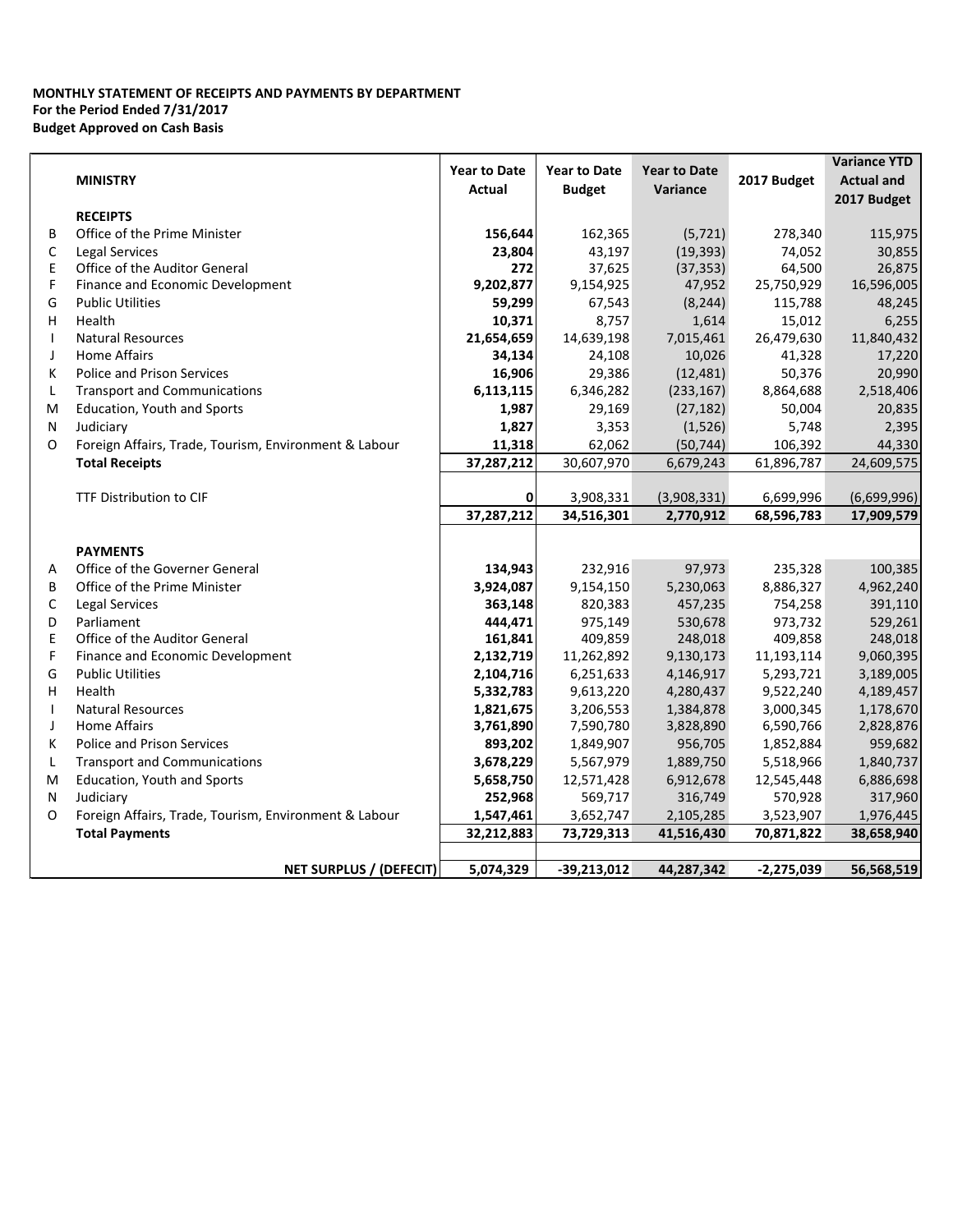**MONTHLY STATEMENT OF RECEIPTS AND PAYMENTS BY DEPARTMENT**
**For the Period Ended 7/31/2017**
**Budget Approved on Cash Basis**

| | MINISTRY | Year to Date Actual | Year to Date Budget | Year to Date Variance | 2017 Budget | Variance YTD Actual and 2017 Budget |
|---|---|---|---|---|---|---|
| | **RECEIPTS** | | | | | |
| B | Office of the Prime Minister | **156,644** | 162,365 | (5,721) | 278,340 | 115,975 |
| C | Legal Services | **23,804** | 43,197 | (19,393) | 74,052 | 30,855 |
| E | Office of the Auditor General | **272** | 37,625 | (37,353) | 64,500 | 26,875 |
| F | Finance and Economic Development | **9,202,877** | 9,154,925 | 47,952 | 25,750,929 | 16,596,005 |
| G | Public Utilities | **59,299** | 67,543 | (8,244) | 115,788 | 48,245 |
| H | Health | **10,371** | 8,757 | 1,614 | 15,012 | 6,255 |
| I | Natural Resources | **21,654,659** | 14,639,198 | 7,015,461 | 26,479,630 | 11,840,432 |
| J | Home Affairs | **34,134** | 24,108 | 10,026 | 41,328 | 17,220 |
| K | Police and Prison Services | **16,906** | 29,386 | (12,481) | 50,376 | 20,990 |
| L | Transport and Communications | **6,113,115** | 6,346,282 | (233,167) | 8,864,688 | 2,518,406 |
| M | Education, Youth and Sports | **1,987** | 29,169 | (27,182) | 50,004 | 20,835 |
| N | Judiciary | **1,827** | 3,353 | (1,526) | 5,748 | 2,395 |
| O | Foreign Affairs, Trade, Tourism, Environment & Labour | **11,318** | 62,062 | (50,744) | 106,392 | 44,330 |
| | **Total Receipts** | **37,287,212** | 30,607,970 | 6,679,243 | 61,896,787 | 24,609,575 |
| | TTF Distribution to CIF | **0** | 3,908,331 | (3,908,331) | 6,699,996 | (6,699,996) |
| | | **37,287,212** | **34,516,301** | **2,770,912** | **68,596,783** | **17,909,579** |
| | **PAYMENTS** | | | | | |
| A | Office of the Governer General | **134,943** | 232,916 | 97,973 | 235,328 | 100,385 |
| B | Office of the Prime Minister | **3,924,087** | 9,154,150 | 5,230,063 | 8,886,327 | 4,962,240 |
| C | Legal Services | **363,148** | 820,383 | 457,235 | 754,258 | 391,110 |
| D | Parliament | **444,471** | 975,149 | 530,678 | 973,732 | 529,261 |
| E | Office of the Auditor General | **161,841** | 409,859 | 248,018 | 409,858 | 248,018 |
| F | Finance and Economic Development | **2,132,719** | 11,262,892 | 9,130,173 | 11,193,114 | 9,060,395 |
| G | Public Utilities | **2,104,716** | 6,251,633 | 4,146,917 | 5,293,721 | 3,189,005 |
| H | Health | **5,332,783** | 9,613,220 | 4,280,437 | 9,522,240 | 4,189,457 |
| I | Natural Resources | **1,821,675** | 3,206,553 | 1,384,878 | 3,000,345 | 1,178,670 |
| J | Home Affairs | **3,761,890** | 7,590,780 | 3,828,890 | 6,590,766 | 2,828,876 |
| K | Police and Prison Services | **893,202** | 1,849,907 | 956,705 | 1,852,884 | 959,682 |
| L | Transport and Communications | **3,678,229** | 5,567,979 | 1,889,750 | 5,518,966 | 1,840,737 |
| M | Education, Youth and Sports | **5,658,750** | 12,571,428 | 6,912,678 | 12,545,448 | 6,886,698 |
| N | Judiciary | **252,968** | 569,717 | 316,749 | 570,928 | 317,960 |
| O | Foreign Affairs, Trade, Tourism, Environment & Labour | **1,547,461** | 3,652,747 | 2,105,285 | 3,523,907 | 1,976,445 |
| | **Total Payments** | **32,212,883** | **73,729,313** | **41,516,430** | **70,871,822** | **38,658,940** |
| | **NET SURPLUS / (DEFECIT)** | **5,074,329** | **-39,213,012** | **44,287,342** | **-2,275,039** | **56,568,519** |